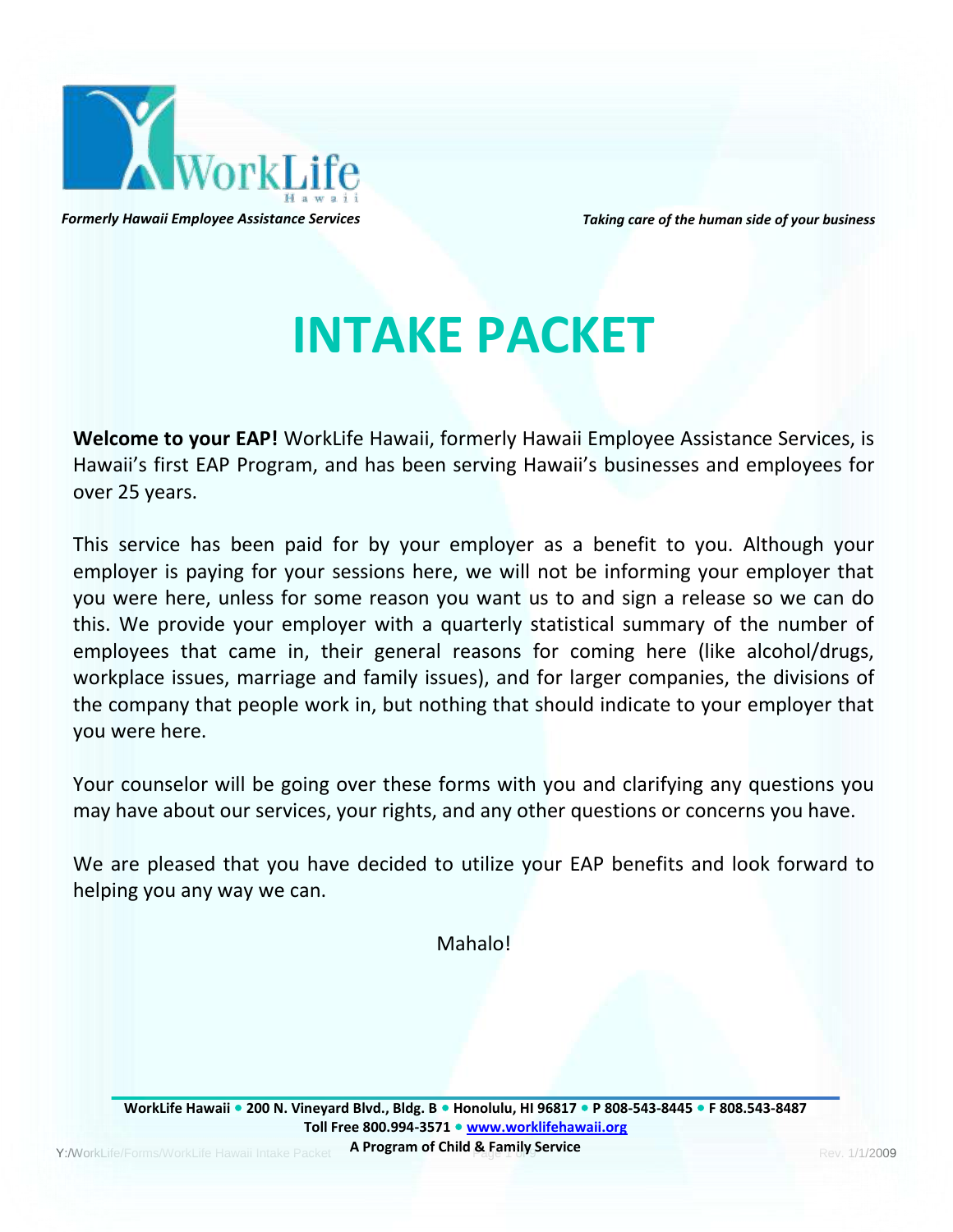WorkLife Hawaii

*Formerly Hawaii Employee Assistance Services*

*Taking care of the human side of your business*

# INTAKE PACKET

**Welcome to your EAP!** WorkLife Hawaii, formerly Hawaii Employee Assistance Services, is Hawaii's first EAP Program, and has been serving Hawaii's businesses and employees for over 25 years.

This service has been paid for by your employer as a benefit to you. Although your employer is paying for your sessions here, we will not be informing your employer that you were here, unless for some reason you want us to and sign a release so we can do this. We provide your employer with a quarterly statistical summary of the number of employees that came in, their general reasons for coming here (like alcohol/drugs, workplace issues, marriage and family issues), and for larger companies, the divisions of the company that people work in, but nothing that should indicate to your employer that you were here.

Your counselor will be going over these forms with you and clarifying any questions you may have about our services, your rights, and any other questions or concerns you have.

We are pleased that you have decided to utilize your EAP benefits and look forward to helping you any way we can.

Mahalo!

**WorkLife Hawaii • 200 N. Vineyard Blvd., Bldg. B • Honolulu, HI 96817 • P 808-543-8445 • F 808.543-8487**
**Toll Free 800.994-3571 • www.worklifehawaii.org**
**A Program of Child & Family Service**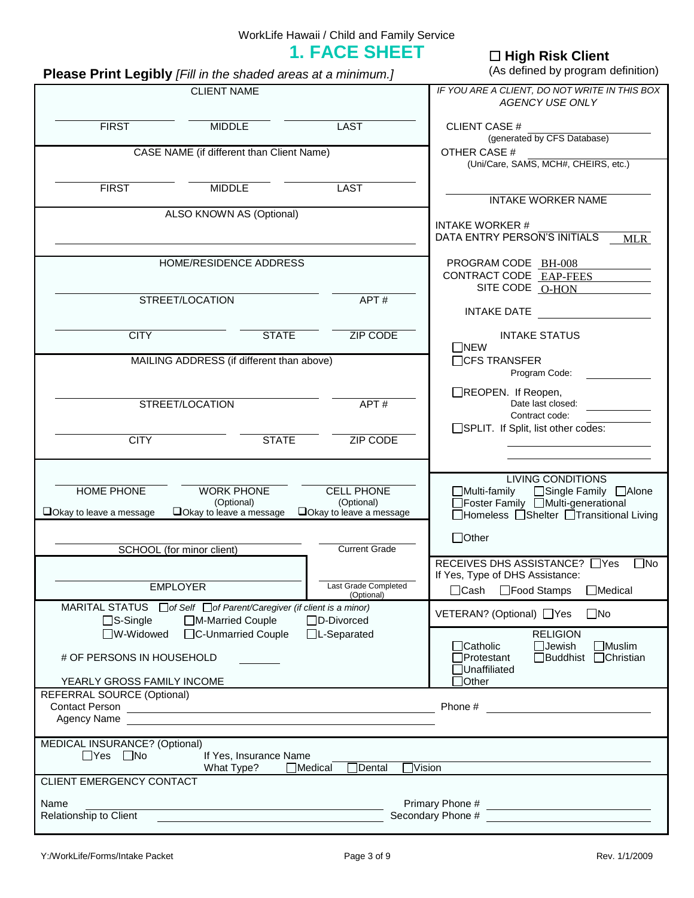WorkLife Hawaii / Child and Family Service

# 1. FACE SHEET

☐ **High Risk Client**
(As defined by program definition)

**Please Print Legibly** *[Fill in the shaded areas at a minimum.]*

**CLIENT NAME**

FIRST ______ MIDDLE ______ LAST ______

**CASE NAME (if different than Client Name)**

FIRST ______ MIDDLE ______ LAST ______

**ALSO KNOWN AS (Optional)**

______

**HOME/RESIDENCE ADDRESS**

STREET/LOCATION ______ APT # ______

CITY ______ STATE ______ ZIP CODE ______

**MAILING ADDRESS (if different than above)**

STREET/LOCATION ______ APT # ______

CITY ______ STATE ______ ZIP CODE ______

*IF YOU ARE A CLIENT, DO NOT WRITE IN THIS BOX*
*AGENCY USE ONLY*

CLIENT CASE # ______
(generated by CFS Database)

OTHER CASE # ______
(Uni/Care, SAMS, MCH#, CHEIRS, etc.)

______
INTAKE WORKER NAME

INTAKE WORKER # ______

DATA ENTRY PERSON'S INITIALS MLR

PROGRAM CODE BH-008

CONTRACT CODE EAP-FEES

SITE CODE O-HON

INTAKE DATE ______

**INTAKE STATUS**

☐ NEW

☐ CFS TRANSFER
Program Code: ______

☐ REOPEN. If Reopen,
Date last closed: ______
Contract code: ______

☐ SPLIT. If Split, list other codes:
______
______

HOME PHONE ______ ☐ Okay to leave a message

WORK PHONE (Optional) ______ ☐ Okay to leave a message

CELL PHONE (Optional) ______ ☐ Okay to leave a message

**LIVING CONDITIONS**

☐ Multi-family ☐ Single Family ☐ Alone
☐ Foster Family ☐ Multi-generational
☐ Homeless ☐ Shelter ☐ Transitional Living
☐ Other

SCHOOL (for minor client) ______ Current Grade ______

EMPLOYER ______ Last Grade Completed (Optional) ______

RECEIVES DHS ASSISTANCE? ☐ Yes ☐ No
If Yes, Type of DHS Assistance:
☐ Cash ☐ Food Stamps ☐ Medical

MARITAL STATUS ☐ *of Self* ☐ *of Parent/Caregiver (if client is a minor)*

☐ S-Single ☐ M-Married Couple ☐ D-Divorced
☐ W-Widowed ☐ C-Unmarried Couple ☐ L-Separated

VETERAN? (Optional) ☐ Yes ☐ No

# OF PERSONS IN HOUSEHOLD ______

YEARLY GROSS FAMILY INCOME

**RELIGION**

☐ Catholic ☐ Jewish ☐ Muslim
☐ Protestant ☐ Buddhist ☐ Christian
☐ Unaffiliated
☐ Other

REFERRAL SOURCE (Optional)

Contact Person ______ Phone # ______

Agency Name ______

MEDICAL INSURANCE? (Optional)

☐ Yes ☐ No If Yes, Insurance Name ______

What Type? ☐ Medical ☐ Dental ☐ Vision

CLIENT EMERGENCY CONTACT

Name ______ Primary Phone # ______

Relationship to Client ______ Secondary Phone # ______

Y:/WorkLife/Forms/Intake Packet Rev. 1/1/2009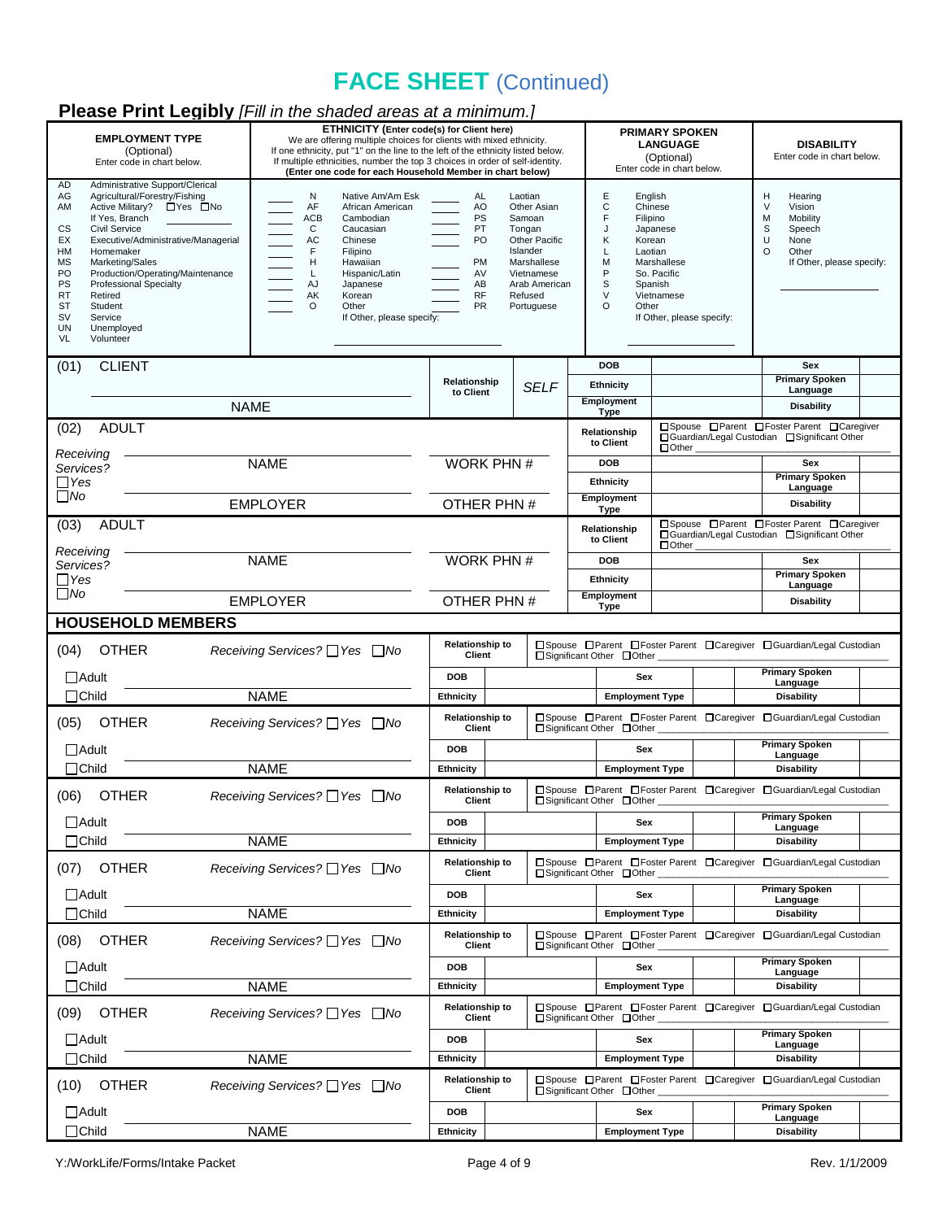# FACE SHEET (Continued)

**Please Print Legibly** *[Fill in the shaded areas at a minimum.]*

| EMPLOYMENT TYPE (Optional) Enter code in chart below. | ETHNICITY (Enter code(s) for Client here) We are offering multiple choices for clients with mixed ethnicity. If one ethnicity, put "1" on the line to the left of the ethnicity listed below. If multiple ethnicities, number the top 3 choices in order of self-identity. (Enter one code for each Household Member in chart below) | PRIMARY SPOKEN LANGUAGE (Optional) Enter code in chart below. | DISABILITY Enter code in chart below. |
|---|---|---|---|
| AD Administrative Support/Clerical<br>AG Agricultural/Forestry/Fishing<br>AM Active Military? ☐Yes ☐No If Yes, Branch ______<br>CS Civil Service<br>EX Executive/Administrative/Managerial<br>HM Homemaker<br>MS Marketing/Sales<br>PO Production/Operating/Maintenance<br>PS Professional Specialty<br>RT Retired<br>ST Student<br>SV Service<br>UN Unemployed<br>VL Volunteer | ___ N Native Am/Am Esk<br>___ AF African American<br>___ ACB Cambodian<br>___ C Caucasian<br>___ AC Chinese<br>___ F Filipino<br>___ H Hawaiian<br>___ L Hispanic/Latin<br>___ AJ Japanese<br>___ AK Korean<br>___ O Other<br>If Other, please specify: ______<br>___ AL Laotian<br>___ AO Other Asian<br>___ PS Samoan<br>___ PT Tongan<br>___ PO Other Pacific Islander<br>___ PM Marshallese<br>___ AV Vietnamese<br>___ AB Arab American<br>___ RF Refused<br>___ PR Portuguese | E English<br>C Chinese<br>F Filipino<br>J Japanese<br>K Korean<br>L Laotian<br>M Marshallese<br>P So. Pacific<br>S Spanish<br>V Vietnamese<br>O Other<br>If Other, please specify: ______ | H Hearing<br>V Vision<br>M Mobility<br>S Speech<br>U None<br>O Other<br>If Other, please specify: ______ |

**(01) CLIENT**

| NAME | Relationship to Client | SELF | DOB | | Sex | |
|---|---|---|---|---|---|---|
| | | | Ethnicity | | Primary Spoken Language | |
| | | | Employment Type | | Disability | |

**(02) ADULT**

Receiving Services? ☐Yes ☐No

| NAME | WORK PHN # | Relationship to Client | ☐Spouse ☐Parent ☐Foster Parent ☐Caregiver ☐Guardian/Legal Custodian ☐Significant Other ☐Other ______ | | |
|---|---|---|---|---|---|
| | | DOB | | Sex | |
| EMPLOYER | OTHER PHN # | Ethnicity | | Primary Spoken Language | |
| | | Employment Type | | Disability | |

**(03) ADULT**

Receiving Services? ☐Yes ☐No

| NAME | WORK PHN # | Relationship to Client | ☐Spouse ☐Parent ☐Foster Parent ☐Caregiver ☐Guardian/Legal Custodian ☐Significant Other ☐Other ______ | | |
|---|---|---|---|---|---|
| | | DOB | | Sex | |
| EMPLOYER | OTHER PHN # | Ethnicity | | Primary Spoken Language | |
| | | Employment Type | | Disability | |

## HOUSEHOLD MEMBERS

**(04) OTHER** *Receiving Services?* ☐Yes ☐No

| ☐Adult ☐Child NAME | Relationship to Client | ☐Spouse ☐Parent ☐Foster Parent ☐Caregiver ☐Guardian/Legal Custodian ☐Significant Other ☐Other ______ | | | |
|---|---|---|---|---|---|
| | DOB | | Sex | Primary Spoken Language | |
| | Ethnicity | | Employment Type | Disability | |

**(05) OTHER** *Receiving Services?* ☐Yes ☐No

| ☐Adult ☐Child NAME | Relationship to Client | ☐Spouse ☐Parent ☐Foster Parent ☐Caregiver ☐Guardian/Legal Custodian ☐Significant Other ☐Other ______ | | | |
|---|---|---|---|---|---|
| | DOB | | Sex | Primary Spoken Language | |
| | Ethnicity | | Employment Type | Disability | |

**(06) OTHER** *Receiving Services?* ☐Yes ☐No

| ☐Adult ☐Child NAME | Relationship to Client | ☐Spouse ☐Parent ☐Foster Parent ☐Caregiver ☐Guardian/Legal Custodian ☐Significant Other ☐Other ______ | | | |
|---|---|---|---|---|---|
| | DOB | | Sex | Primary Spoken Language | |
| | Ethnicity | | Employment Type | Disability | |

**(07) OTHER** *Receiving Services?* ☐Yes ☐No

| ☐Adult ☐Child NAME | Relationship to Client | ☐Spouse ☐Parent ☐Foster Parent ☐Caregiver ☐Guardian/Legal Custodian ☐Significant Other ☐Other ______ | | | |
|---|---|---|---|---|---|
| | DOB | | Sex | Primary Spoken Language | |
| | Ethnicity | | Employment Type | Disability | |

**(08) OTHER** *Receiving Services?* ☐Yes ☐No

| ☐Adult ☐Child NAME | Relationship to Client | ☐Spouse ☐Parent ☐Foster Parent ☐Caregiver ☐Guardian/Legal Custodian ☐Significant Other ☐Other ______ | | | |
|---|---|---|---|---|---|
| | DOB | | Sex | Primary Spoken Language | |
| | Ethnicity | | Employment Type | Disability | |

**(09) OTHER** *Receiving Services?* ☐Yes ☐No

| ☐Adult ☐Child NAME | Relationship to Client | ☐Spouse ☐Parent ☐Foster Parent ☐Caregiver ☐Guardian/Legal Custodian ☐Significant Other ☐Other ______ | | | |
|---|---|---|---|---|---|
| | DOB | | Sex | Primary Spoken Language | |
| | Ethnicity | | Employment Type | Disability | |

**(10) OTHER** *Receiving Services?* ☐Yes ☐No

| ☐Adult ☐Child NAME | Relationship to Client | ☐Spouse ☐Parent ☐Foster Parent ☐Caregiver ☐Guardian/Legal Custodian ☐Significant Other ☐Other ______ | | | |
|---|---|---|---|---|---|
| | DOB | | Sex | Primary Spoken Language | |
| | Ethnicity | | Employment Type | Disability | |

Y:/WorkLife/Forms/Intake Packet Rev. 1/1/2009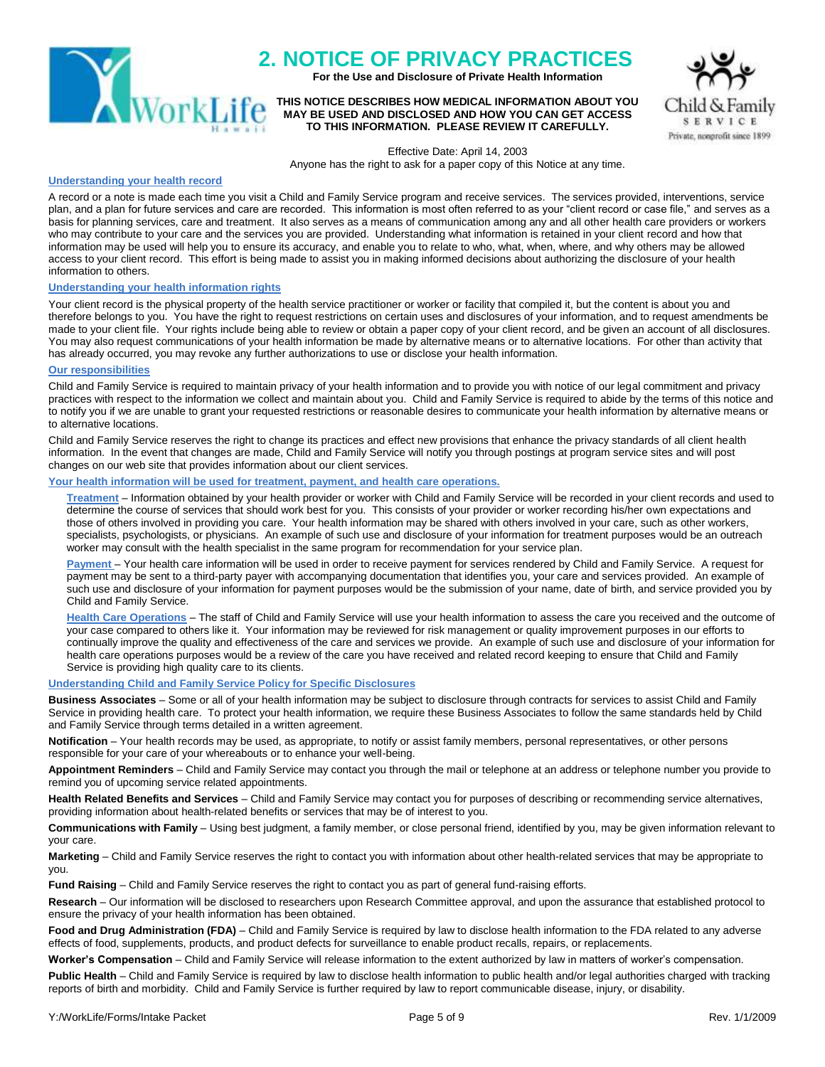# 2. NOTICE OF PRIVACY PRACTICES

**For the Use and Disclosure of Private Health Information**

**THIS NOTICE DESCRIBES HOW MEDICAL INFORMATION ABOUT YOU MAY BE USED AND DISCLOSED AND HOW YOU CAN GET ACCESS TO THIS INFORMATION. PLEASE REVIEW IT CAREFULLY.**

Effective Date: April 14, 2003

Anyone has the right to ask for a paper copy of this Notice at any time.

## Understanding your health record

A record or a note is made each time you visit a Child and Family Service program and receive services. The services provided, interventions, service plan, and a plan for future services and care are recorded. This information is most often referred to as your "client record or case file," and serves as a basis for planning services, care and treatment. It also serves as a means of communication among any and all other health care providers or workers who may contribute to your care and the services you are provided. Understanding what information is retained in your client record and how that information may be used will help you to ensure its accuracy, and enable you to relate to who, what, when, where, and why others may be allowed access to your client record. This effort is being made to assist you in making informed decisions about authorizing the disclosure of your health information to others.

## Understanding your health information rights

Your client record is the physical property of the health service practitioner or worker or facility that compiled it, but the content is about you and therefore belongs to you. You have the right to request restrictions on certain uses and disclosures of your information, and to request amendments be made to your client file. Your rights include being able to review or obtain a paper copy of your client record, and be given an account of all disclosures. You may also request communications of your health information be made by alternative means or to alternative locations. For other than activity that has already occurred, you may revoke any further authorizations to use or disclose your health information.

## Our responsibilities

Child and Family Service is required to maintain privacy of your health information and to provide you with notice of our legal commitment and privacy practices with respect to the information we collect and maintain about you. Child and Family Service is required to abide by the terms of this notice and to notify you if we are unable to grant your requested restrictions or reasonable desires to communicate your health information by alternative means or to alternative locations.

Child and Family Service reserves the right to change its practices and effect new provisions that enhance the privacy standards of all client health information. In the event that changes are made, Child and Family Service will notify you through postings at program service sites and will post changes on our web site that provides information about our client services.

## Your health information will be used for treatment, payment, and health care operations.

**Treatment** – Information obtained by your health provider or worker with Child and Family Service will be recorded in your client records and used to determine the course of services that should work best for you. This consists of your provider or worker recording his/her own expectations and those of others involved in providing you care. Your health information may be shared with others involved in your care, such as other workers, specialists, psychologists, or physicians. An example of such use and disclosure of your information for treatment purposes would be an outreach worker may consult with the health specialist in the same program for recommendation for your service plan.

**Payment** – Your health care information will be used in order to receive payment for services rendered by Child and Family Service. A request for payment may be sent to a third-party payer with accompanying documentation that identifies you, your care and services provided. An example of such use and disclosure of your information for payment purposes would be the submission of your name, date of birth, and service provided you by Child and Family Service.

**Health Care Operations** – The staff of Child and Family Service will use your health information to assess the care you received and the outcome of your case compared to others like it. Your information may be reviewed for risk management or quality improvement purposes in our efforts to continually improve the quality and effectiveness of the care and services we provide. An example of such use and disclosure of your information for health care operations purposes would be a review of the care you have received and related record keeping to ensure that Child and Family Service is providing high quality care to its clients.

## Understanding Child and Family Service Policy for Specific Disclosures

**Business Associates** – Some or all of your health information may be subject to disclosure through contracts for services to assist Child and Family Service in providing health care. To protect your health information, we require these Business Associates to follow the same standards held by Child and Family Service through terms detailed in a written agreement.

**Notification** – Your health records may be used, as appropriate, to notify or assist family members, personal representatives, or other persons responsible for your care of your whereabouts or to enhance your well-being.

**Appointment Reminders** – Child and Family Service may contact you through the mail or telephone at an address or telephone number you provide to remind you of upcoming service related appointments.

**Health Related Benefits and Services** – Child and Family Service may contact you for purposes of describing or recommending service alternatives, providing information about health-related benefits or services that may be of interest to you.

**Communications with Family** – Using best judgment, a family member, or close personal friend, identified by you, may be given information relevant to your care.

**Marketing** – Child and Family Service reserves the right to contact you with information about other health-related services that may be appropriate to you.

**Fund Raising** – Child and Family Service reserves the right to contact you as part of general fund-raising efforts.

**Research** – Our information will be disclosed to researchers upon Research Committee approval, and upon the assurance that established protocol to ensure the privacy of your health information has been obtained.

**Food and Drug Administration (FDA)** – Child and Family Service is required by law to disclose health information to the FDA related to any adverse effects of food, supplements, products, and product defects for surveillance to enable product recalls, repairs, or replacements.

**Worker's Compensation** – Child and Family Service will release information to the extent authorized by law in matters of worker's compensation.

**Public Health** – Child and Family Service is required by law to disclose health information to public health and/or legal authorities charged with tracking reports of birth and morbidity. Child and Family Service is further required by law to report communicable disease, injury, or disability.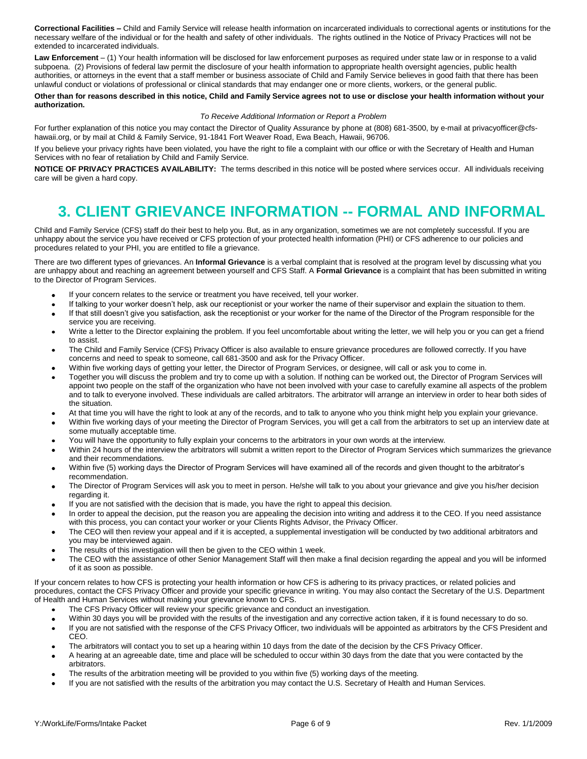**Correctional Facilities –** Child and Family Service will release health information on incarcerated individuals to correctional agents or institutions for the necessary welfare of the individual or for the health and safety of other individuals. The rights outlined in the Notice of Privacy Practices will not be extended to incarcerated individuals.

**Law Enforcement** – (1) Your health information will be disclosed for law enforcement purposes as required under state law or in response to a valid subpoena. (2) Provisions of federal law permit the disclosure of your health information to appropriate health oversight agencies, public health authorities, or attorneys in the event that a staff member or business associate of Child and Family Service believes in good faith that there has been unlawful conduct or violations of professional or clinical standards that may endanger one or more clients, workers, or the general public.

**Other than for reasons described in this notice, Child and Family Service agrees not to use or disclose your health information without your authorization.**

*To Receive Additional Information or Report a Problem*

For further explanation of this notice you may contact the Director of Quality Assurance by phone at (808) 681-3500, by e-mail at privacyofficer@cfs-hawaii.org, or by mail at Child & Family Service, 91-1841 Fort Weaver Road, Ewa Beach, Hawaii, 96706.

If you believe your privacy rights have been violated, you have the right to file a complaint with our office or with the Secretary of Health and Human Services with no fear of retaliation by Child and Family Service.

**NOTICE OF PRIVACY PRACTICES AVAILABILITY:** The terms described in this notice will be posted where services occur. All individuals receiving care will be given a hard copy.

# 3. CLIENT GRIEVANCE INFORMATION -- FORMAL AND INFORMAL

Child and Family Service (CFS) staff do their best to help you. But, as in any organization, sometimes we are not completely successful. If you are unhappy about the service you have received or CFS protection of your protected health information (PHI) or CFS adherence to our policies and procedures related to your PHI, you are entitled to file a grievance.

There are two different types of grievances. An **Informal Grievance** is a verbal complaint that is resolved at the program level by discussing what you are unhappy about and reaching an agreement between yourself and CFS Staff. A **Formal Grievance** is a complaint that has been submitted in writing to the Director of Program Services.

- If your concern relates to the service or treatment you have received, tell your worker.
- If talking to your worker doesn't help, ask our receptionist or your worker the name of their supervisor and explain the situation to them.
- If that still doesn't give you satisfaction, ask the receptionist or your worker for the name of the Director of the Program responsible for the service you are receiving.
- Write a letter to the Director explaining the problem. If you feel uncomfortable about writing the letter, we will help you or you can get a friend to assist.
- The Child and Family Service (CFS) Privacy Officer is also available to ensure grievance procedures are followed correctly. If you have concerns and need to speak to someone, call 681-3500 and ask for the Privacy Officer.
- Within five working days of getting your letter, the Director of Program Services, or designee, will call or ask you to come in.
- Together you will discuss the problem and try to come up with a solution. If nothing can be worked out, the Director of Program Services will appoint two people on the staff of the organization who have not been involved with your case to carefully examine all aspects of the problem and to talk to everyone involved. These individuals are called arbitrators. The arbitrator will arrange an interview in order to hear both sides of the situation.
- At that time you will have the right to look at any of the records, and to talk to anyone who you think might help you explain your grievance.
- Within five working days of your meeting the Director of Program Services, you will get a call from the arbitrators to set up an interview date at some mutually acceptable time.
- You will have the opportunity to fully explain your concerns to the arbitrators in your own words at the interview.
- Within 24 hours of the interview the arbitrators will submit a written report to the Director of Program Services which summarizes the grievance and their recommendations.
- Within five (5) working days the Director of Program Services will have examined all of the records and given thought to the arbitrator's recommendation.
- The Director of Program Services will ask you to meet in person. He/she will talk to you about your grievance and give you his/her decision regarding it.
- If you are not satisfied with the decision that is made, you have the right to appeal this decision.
- In order to appeal the decision, put the reason you are appealing the decision into writing and address it to the CEO. If you need assistance with this process, you can contact your worker or your Clients Rights Advisor, the Privacy Officer.
- The CEO will then review your appeal and if it is accepted, a supplemental investigation will be conducted by two additional arbitrators and you may be interviewed again.
- The results of this investigation will then be given to the CEO within 1 week.
- The CEO with the assistance of other Senior Management Staff will then make a final decision regarding the appeal and you will be informed of it as soon as possible.

If your concern relates to how CFS is protecting your health information or how CFS is adhering to its privacy practices, or related policies and procedures, contact the CFS Privacy Officer and provide your specific grievance in writing. You may also contact the Secretary of the U.S. Department of Health and Human Services without making your grievance known to CFS.

- The CFS Privacy Officer will review your specific grievance and conduct an investigation.
- Within 30 days you will be provided with the results of the investigation and any corrective action taken, if it is found necessary to do so.
- If you are not satisfied with the response of the CFS Privacy Officer, two individuals will be appointed as arbitrators by the CFS President and CEO.
- The arbitrators will contact you to set up a hearing within 10 days from the date of the decision by the CFS Privacy Officer.
- A hearing at an agreeable date, time and place will be scheduled to occur within 30 days from the date that you were contacted by the arbitrators.
- The results of the arbitration meeting will be provided to you within five (5) working days of the meeting.
- If you are not satisfied with the results of the arbitration you may contact the U.S. Secretary of Health and Human Services.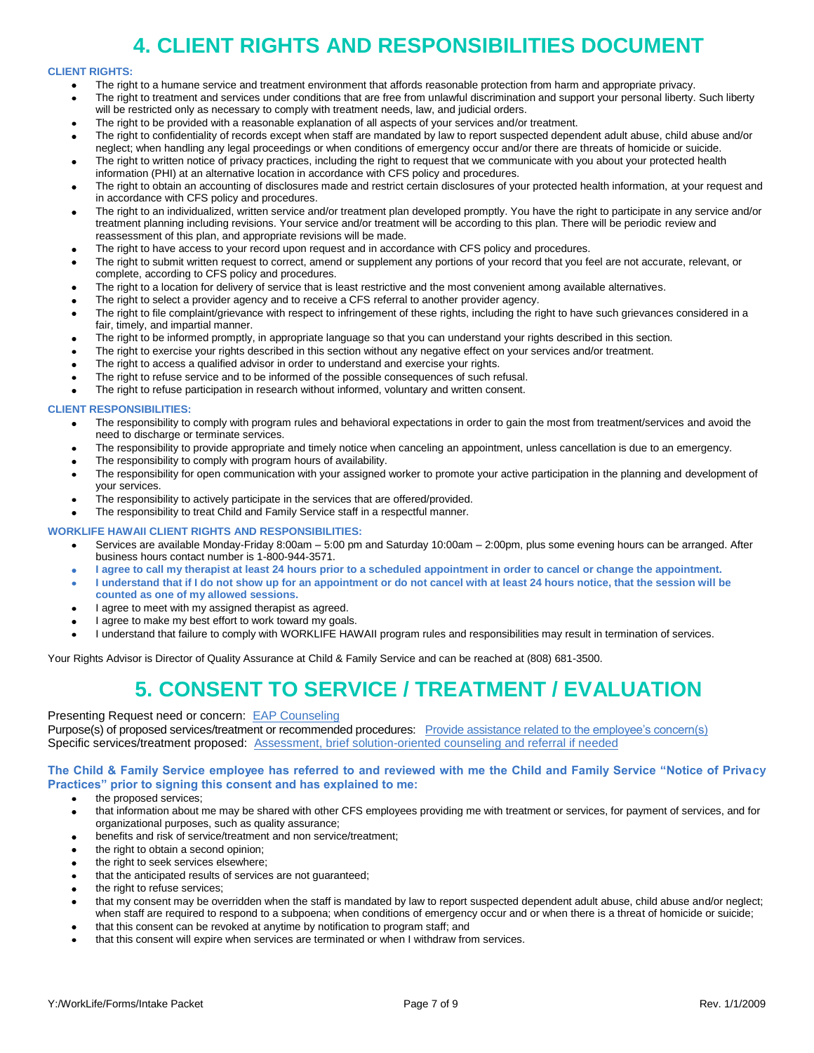# 4. CLIENT RIGHTS AND RESPONSIBILITIES DOCUMENT

**CLIENT RIGHTS:**

- The right to a humane service and treatment environment that affords reasonable protection from harm and appropriate privacy.
- The right to treatment and services under conditions that are free from unlawful discrimination and support your personal liberty. Such liberty will be restricted only as necessary to comply with treatment needs, law, and judicial orders.
- The right to be provided with a reasonable explanation of all aspects of your services and/or treatment.
- The right to confidentiality of records except when staff are mandated by law to report suspected dependent adult abuse, child abuse and/or neglect; when handling any legal proceedings or when conditions of emergency occur and/or there are threats of homicide or suicide.
- The right to written notice of privacy practices, including the right to request that we communicate with you about your protected health information (PHI) at an alternative location in accordance with CFS policy and procedures.
- The right to obtain an accounting of disclosures made and restrict certain disclosures of your protected health information, at your request and in accordance with CFS policy and procedures.
- The right to an individualized, written service and/or treatment plan developed promptly. You have the right to participate in any service and/or treatment planning including revisions. Your service and/or treatment will be according to this plan. There will be periodic review and reassessment of this plan, and appropriate revisions will be made.
- The right to have access to your record upon request and in accordance with CFS policy and procedures.
- The right to submit written request to correct, amend or supplement any portions of your record that you feel are not accurate, relevant, or complete, according to CFS policy and procedures.
- The right to a location for delivery of service that is least restrictive and the most convenient among available alternatives.
- The right to select a provider agency and to receive a CFS referral to another provider agency.
- The right to file complaint/grievance with respect to infringement of these rights, including the right to have such grievances considered in a fair, timely, and impartial manner.
- The right to be informed promptly, in appropriate language so that you can understand your rights described in this section.
- The right to exercise your rights described in this section without any negative effect on your services and/or treatment.
- The right to access a qualified advisor in order to understand and exercise your rights.
- The right to refuse service and to be informed of the possible consequences of such refusal.
- The right to refuse participation in research without informed, voluntary and written consent.

**CLIENT RESPONSIBILITIES:**

- The responsibility to comply with program rules and behavioral expectations in order to gain the most from treatment/services and avoid the need to discharge or terminate services.
- The responsibility to provide appropriate and timely notice when canceling an appointment, unless cancellation is due to an emergency.
- The responsibility to comply with program hours of availability.
- The responsibility for open communication with your assigned worker to promote your active participation in the planning and development of your services.
- The responsibility to actively participate in the services that are offered/provided.
- The responsibility to treat Child and Family Service staff in a respectful manner.

**WORKLIFE HAWAII CLIENT RIGHTS AND RESPONSIBILITIES:**

- Services are available Monday-Friday 8:00am – 5:00 pm and Saturday 10:00am – 2:00pm, plus some evening hours can be arranged. After business hours contact number is 1-800-944-3571.
- **I agree to call my therapist at least 24 hours prior to a scheduled appointment in order to cancel or change the appointment.**
- **I understand that if I do not show up for an appointment or do not cancel with at least 24 hours notice, that the session will be counted as one of my allowed sessions.**
- I agree to meet with my assigned therapist as agreed.
- I agree to make my best effort to work toward my goals.
- I understand that failure to comply with WORKLIFE HAWAII program rules and responsibilities may result in termination of services.

Your Rights Advisor is Director of Quality Assurance at Child & Family Service and can be reached at (808) 681-3500.

# 5. CONSENT TO SERVICE / TREATMENT / EVALUATION

Presenting Request need or concern: EAP Counseling
Purpose(s) of proposed services/treatment or recommended procedures: Provide assistance related to the employee's concern(s)
Specific services/treatment proposed: Assessment, brief solution-oriented counseling and referral if needed

**The Child & Family Service employee has referred to and reviewed with me the Child and Family Service "Notice of Privacy Practices" prior to signing this consent and has explained to me:**

- the proposed services;
- that information about me may be shared with other CFS employees providing me with treatment or services, for payment of services, and for organizational purposes, such as quality assurance;
- benefits and risk of service/treatment and non service/treatment;
- the right to obtain a second opinion;
- the right to seek services elsewhere;
- that the anticipated results of services are not guaranteed;
- the right to refuse services;
- that my consent may be overridden when the staff is mandated by law to report suspected dependent adult abuse, child abuse and/or neglect; when staff are required to respond to a subpoena; when conditions of emergency occur and or when there is a threat of homicide or suicide;
- that this consent can be revoked at anytime by notification to program staff; and
- that this consent will expire when services are terminated or when I withdraw from services.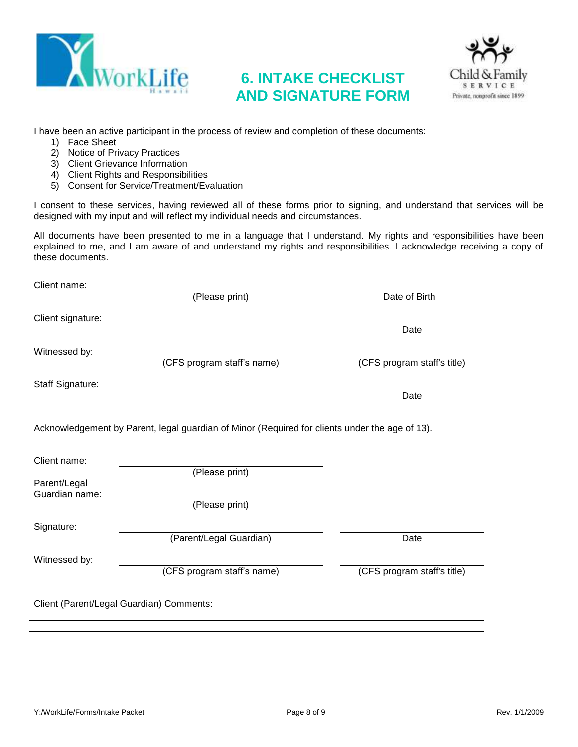# 6. INTAKE CHECKLIST AND SIGNATURE FORM

I have been an active participant in the process of review and completion of these documents:

1) Face Sheet
2) Notice of Privacy Practices
3) Client Grievance Information
4) Client Rights and Responsibilities
5) Consent for Service/Treatment/Evaluation

I consent to these services, having reviewed all of these forms prior to signing, and understand that services will be designed with my input and will reflect my individual needs and circumstances.

All documents have been presented to me in a language that I understand. My rights and responsibilities have been explained to me, and I am aware of and understand my rights and responsibilities. I acknowledge receiving a copy of these documents.

Client name: ______________________________ ______________________
(Please print) Date of Birth

Client signature: ______________________________ ______________________
Date

Witnessed by: ______________________________ ______________________
(CFS program staff's name) (CFS program staff's title)

Staff Signature: ______________________________ ______________________
Date

Acknowledgement by Parent, legal guardian of Minor (Required for clients under the age of 13).

Client name: ______________________________
(Please print)

Parent/Legal Guardian name: ______________________________
(Please print)

Signature: ______________________________ ______________________
(Parent/Legal Guardian) Date

Witnessed by: ______________________________ ______________________
(CFS program staff's name) (CFS program staff's title)

Client (Parent/Legal Guardian) Comments:

______________________________________________________________________

______________________________________________________________________

______________________________________________________________________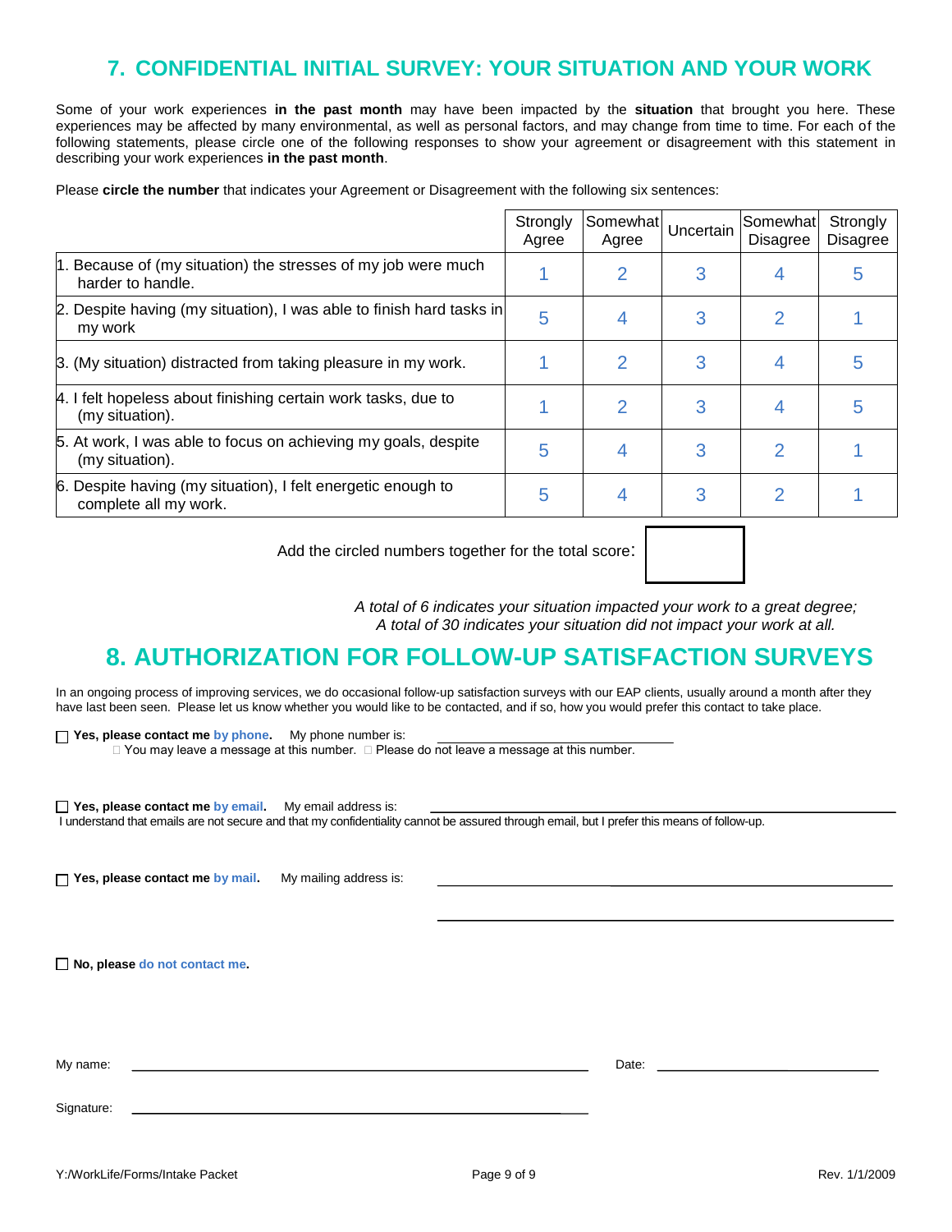## 7. CONFIDENTIAL INITIAL SURVEY: YOUR SITUATION AND YOUR WORK

Some of your work experiences **in the past month** may have been impacted by the **situation** that brought you here. These experiences may be affected by many environmental, as well as personal factors, and may change from time to time. For each of the following statements, please circle one of the following responses to show your agreement or disagreement with this statement in describing your work experiences **in the past month**.

Please **circle the number** that indicates your Agreement or Disagreement with the following six sentences:

| | Strongly Agree | Somewhat Agree | Uncertain | Somewhat Disagree | Strongly Disagree |
|---|---|---|---|---|---|
| 1. Because of (my situation) the stresses of my job were much harder to handle. | 1 | 2 | 3 | 4 | 5 |
| 2. Despite having (my situation), I was able to finish hard tasks in my work | 5 | 4 | 3 | 2 | 1 |
| 3. (My situation) distracted from taking pleasure in my work. | 1 | 2 | 3 | 4 | 5 |
| 4. I felt hopeless about finishing certain work tasks, due to (my situation). | 1 | 2 | 3 | 4 | 5 |
| 5. At work, I was able to focus on achieving my goals, despite (my situation). | 5 | 4 | 3 | 2 | 1 |
| 6. Despite having (my situation), I felt energetic enough to complete all my work. | 5 | 4 | 3 | 2 | 1 |

Add the circled numbers together for the total score: ______

*A total of 6 indicates your situation impacted your work to a great degree;*
*A total of 30 indicates your situation did not impact your work at all.*

## 8. AUTHORIZATION FOR FOLLOW-UP SATISFACTION SURVEYS

In an ongoing process of improving services, we do occasional follow-up satisfaction surveys with our EAP clients, usually around a month after they have last been seen. Please let us know whether you would like to be contacted, and if so, how you would prefer this contact to take place.

☐ **Yes, please contact me by phone.** My phone number is: ______________________
☐ You may leave a message at this number. ☐ Please do not leave a message at this number.

☐ **Yes, please contact me by email.** My email address is: ______________________
I understand that emails are not secure and that my confidentiality cannot be assured through email, but I prefer this means of follow-up.

☐ **Yes, please contact me by mail.** My mailing address is: ______________________

______________________

☐ **No, please do not contact me.**

My name: ______________________ Date: ______________________

Signature: ______________________

Y:/WorkLife/Forms/Intake Packet    Rev. 1/1/2009